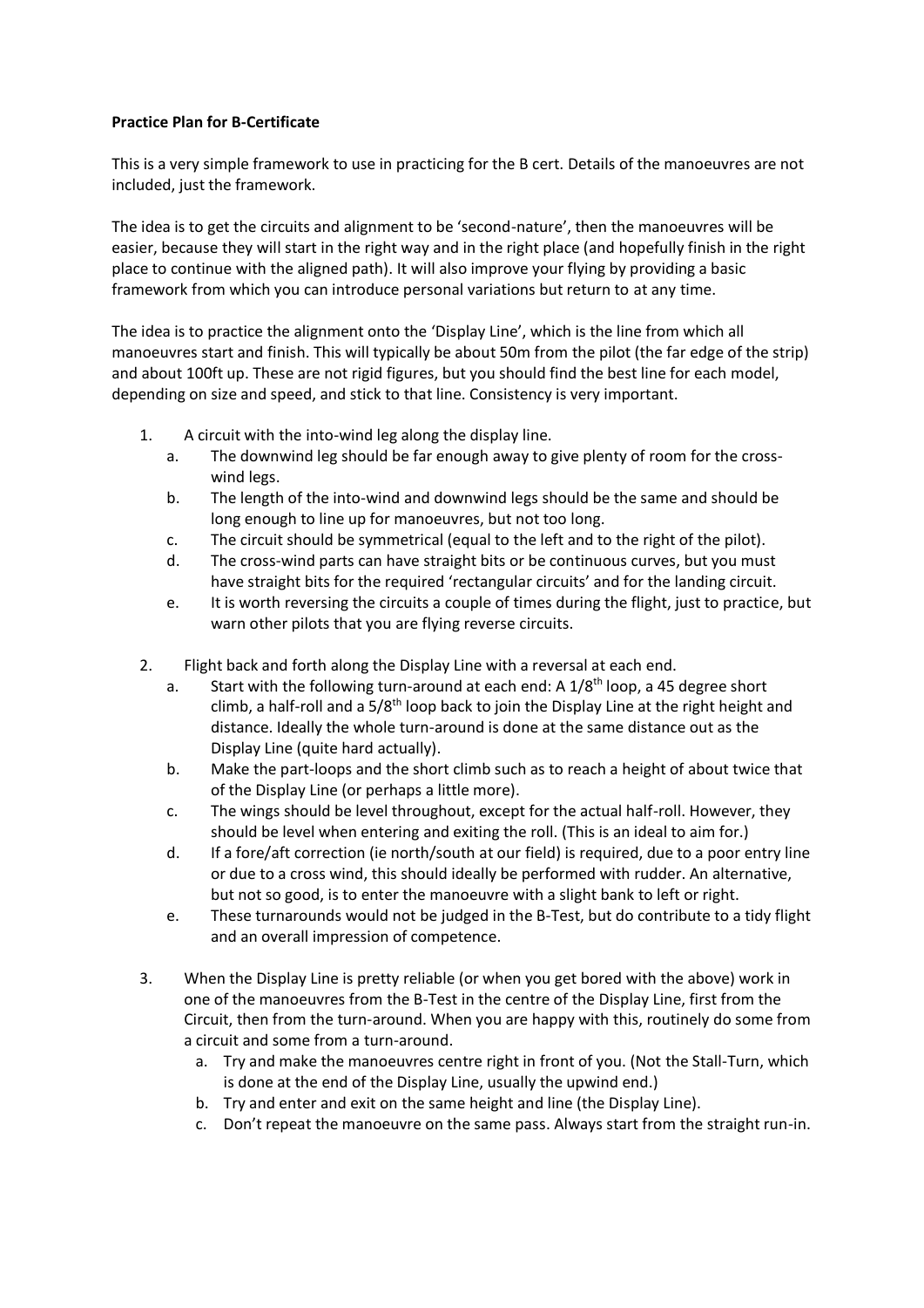**Practice Plan for B-Certificate**

This is a very simple framework to use in practicing for the B cert. Details of the manoeuvres are not included, just the framework.

The idea is to get the circuits and alignment to be 'second-nature', then the manoeuvres will be easier, because they will start in the right way and in the right place (and hopefully finish in the right place to continue with the aligned path). It will also improve your flying by providing a basic framework from which you can introduce personal variations but return to at any time.

The idea is to practice the alignment onto the 'Display Line', which is the line from which all manoeuvres start and finish. This will typically be about 50m from the pilot (the far edge of the strip) and about 100ft up. These are not rigid figures, but you should find the best line for each model, depending on size and speed, and stick to that line. Consistency is very important.

1. A circuit with the into-wind leg along the display line.
   a. The downwind leg should be far enough away to give plenty of room for the cross-wind legs.
   b. The length of the into-wind and downwind legs should be the same and should be long enough to line up for manoeuvres, but not too long.
   c. The circuit should be symmetrical (equal to the left and to the right of the pilot).
   d. The cross-wind parts can have straight bits or be continuous curves, but you must have straight bits for the required 'rectangular circuits' and for the landing circuit.
   e. It is worth reversing the circuits a couple of times during the flight, just to practice, but warn other pilots that you are flying reverse circuits.

2. Flight back and forth along the Display Line with a reversal at each end.
   a. Start with the following turn-around at each end: A 1/8th loop, a 45 degree short climb, a half-roll and a 5/8th loop back to join the Display Line at the right height and distance. Ideally the whole turn-around is done at the same distance out as the Display Line (quite hard actually).
   b. Make the part-loops and the short climb such as to reach a height of about twice that of the Display Line (or perhaps a little more).
   c. The wings should be level throughout, except for the actual half-roll. However, they should be level when entering and exiting the roll. (This is an ideal to aim for.)
   d. If a fore/aft correction (ie north/south at our field) is required, due to a poor entry line or due to a cross wind, this should ideally be performed with rudder. An alternative, but not so good, is to enter the manoeuvre with a slight bank to left or right.
   e. These turnarounds would not be judged in the B-Test, but do contribute to a tidy flight and an overall impression of competence.

3. When the Display Line is pretty reliable (or when you get bored with the above) work in one of the manoeuvres from the B-Test in the centre of the Display Line, first from the Circuit, then from the turn-around. When you are happy with this, routinely do some from a circuit and some from a turn-around.
   a. Try and make the manoeuvres centre right in front of you. (Not the Stall-Turn, which is done at the end of the Display Line, usually the upwind end.)
   b. Try and enter and exit on the same height and line (the Display Line).
   c. Don't repeat the manoeuvre on the same pass. Always start from the straight run-in.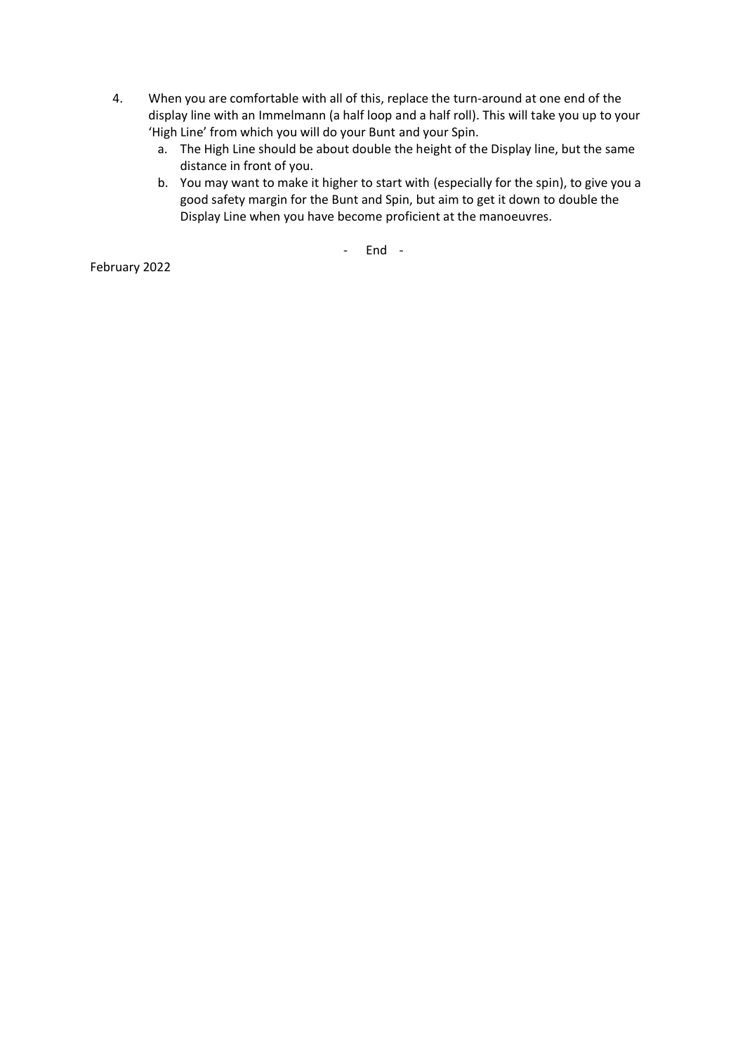4. When you are comfortable with all of this, replace the turn-around at one end of the display line with an Immelmann (a half loop and a half roll). This will take you up to your 'High Line' from which you will do your Bunt and your Spin.
    a. The High Line should be about double the height of the Display line, but the same distance in front of you.
    b. You may want to make it higher to start with (especially for the spin), to give you a good safety margin for the Bunt and Spin, but aim to get it down to double the Display Line when you have become proficient at the manoeuvres.

\- End -

February 2022